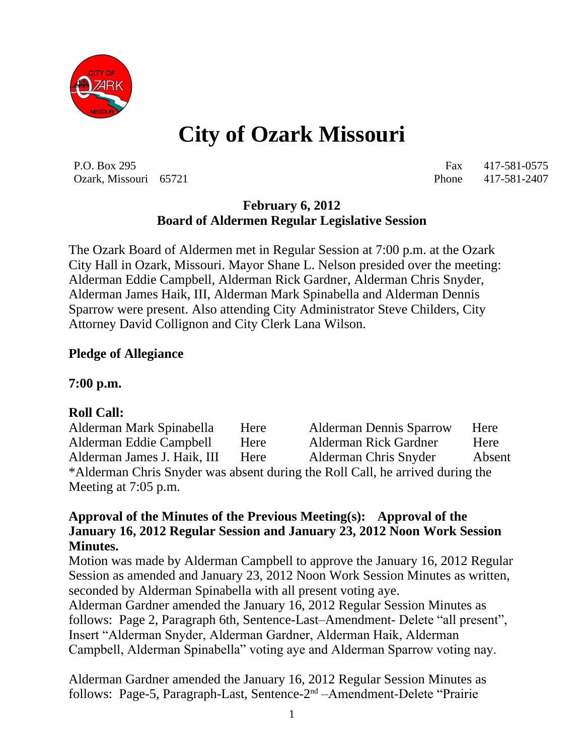# City of Ozark Missouri

P.O. Box 295
Ozark, Missouri 65721

Fax 417-581-0575
Phone 417-581-2407

**February 6, 2012**
**Board of Aldermen Regular Legislative Session**

The Ozark Board of Aldermen met in Regular Session at 7:00 p.m. at the Ozark City Hall in Ozark, Missouri. Mayor Shane L. Nelson presided over the meeting: Alderman Eddie Campbell, Alderman Rick Gardner, Alderman Chris Snyder, Alderman James Haik, III, Alderman Mark Spinabella and Alderman Dennis Sparrow were present. Also attending City Administrator Steve Childers, City Attorney David Collignon and City Clerk Lana Wilson.

**Pledge of Allegiance**

**7:00 p.m.**

**Roll Call:**

| | | | |
|---|---|---|---|
| Alderman Mark Spinabella | Here | Alderman Dennis Sparrow | Here |
| Alderman Eddie Campbell | Here | Alderman Rick Gardner | Here |
| Alderman James J. Haik, III | Here | Alderman Chris Snyder | Absent |

*Alderman Chris Snyder was absent during the Roll Call, he arrived during the Meeting at 7:05 p.m.

**Approval of the Minutes of the Previous Meeting(s): Approval of the January 16, 2012 Regular Session and January 23, 2012 Noon Work Session Minutes.**

Motion was made by Alderman Campbell to approve the January 16, 2012 Regular Session as amended and January 23, 2012 Noon Work Session Minutes as written, seconded by Alderman Spinabella with all present voting aye.

Alderman Gardner amended the January 16, 2012 Regular Session Minutes as follows: Page 2, Paragraph 6th, Sentence-Last–Amendment- Delete "all present", Insert "Alderman Snyder, Alderman Gardner, Alderman Haik, Alderman Campbell, Alderman Spinabella" voting aye and Alderman Sparrow voting nay.

Alderman Gardner amended the January 16, 2012 Regular Session Minutes as follows: Page-5, Paragraph-Last, Sentence-2nd –Amendment-Delete "Prairie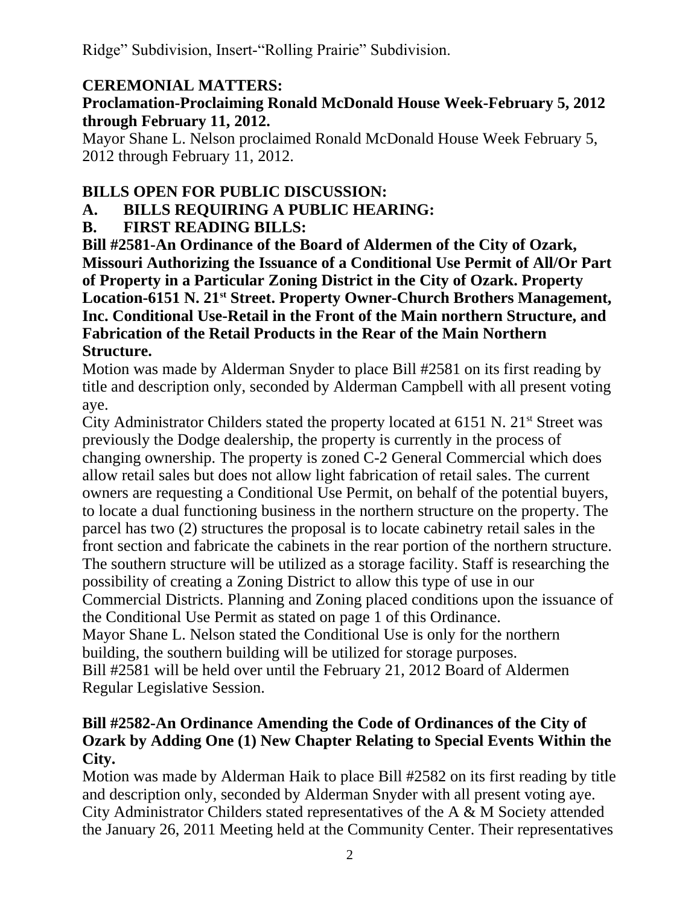Ridge" Subdivision, Insert-"Rolling Prairie" Subdivision.

**CEREMONIAL MATTERS:**

**Proclamation-Proclaiming Ronald McDonald House Week-February 5, 2012 through February 11, 2012.**

Mayor Shane L. Nelson proclaimed Ronald McDonald House Week February 5, 2012 through February 11, 2012.

**BILLS OPEN FOR PUBLIC DISCUSSION:**

**A. BILLS REQUIRING A PUBLIC HEARING:**

**B. FIRST READING BILLS:**

**Bill #2581-An Ordinance of the Board of Aldermen of the City of Ozark, Missouri Authorizing the Issuance of a Conditional Use Permit of All/Or Part of Property in a Particular Zoning District in the City of Ozark. Property Location-6151 N. 21st Street. Property Owner-Church Brothers Management, Inc. Conditional Use-Retail in the Front of the Main northern Structure, and Fabrication of the Retail Products in the Rear of the Main Northern Structure.**

Motion was made by Alderman Snyder to place Bill #2581 on its first reading by title and description only, seconded by Alderman Campbell with all present voting aye.

City Administrator Childers stated the property located at 6151 N. 21st Street was previously the Dodge dealership, the property is currently in the process of changing ownership. The property is zoned C-2 General Commercial which does allow retail sales but does not allow light fabrication of retail sales. The current owners are requesting a Conditional Use Permit, on behalf of the potential buyers, to locate a dual functioning business in the northern structure on the property. The parcel has two (2) structures the proposal is to locate cabinetry retail sales in the front section and fabricate the cabinets in the rear portion of the northern structure. The southern structure will be utilized as a storage facility. Staff is researching the possibility of creating a Zoning District to allow this type of use in our Commercial Districts. Planning and Zoning placed conditions upon the issuance of the Conditional Use Permit as stated on page 1 of this Ordinance.

Mayor Shane L. Nelson stated the Conditional Use is only for the northern building, the southern building will be utilized for storage purposes.

Bill #2581 will be held over until the February 21, 2012 Board of Aldermen Regular Legislative Session.

**Bill #2582-An Ordinance Amending the Code of Ordinances of the City of Ozark by Adding One (1) New Chapter Relating to Special Events Within the City.**

Motion was made by Alderman Haik to place Bill #2582 on its first reading by title and description only, seconded by Alderman Snyder with all present voting aye.

City Administrator Childers stated representatives of the A & M Society attended the January 26, 2011 Meeting held at the Community Center. Their representatives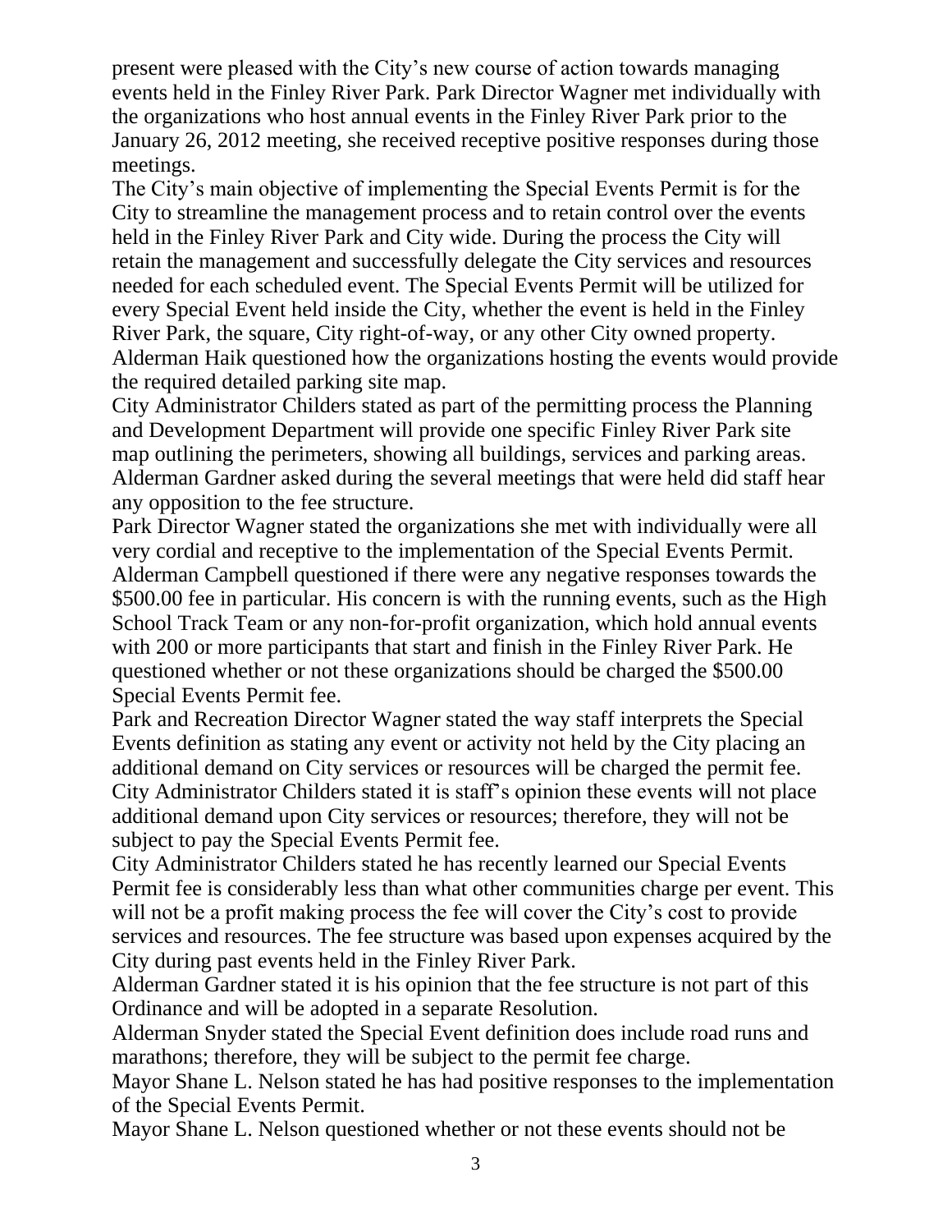present were pleased with the City's new course of action towards managing events held in the Finley River Park. Park Director Wagner met individually with the organizations who host annual events in the Finley River Park prior to the January 26, 2012 meeting, she received receptive positive responses during those meetings.

The City's main objective of implementing the Special Events Permit is for the City to streamline the management process and to retain control over the events held in the Finley River Park and City wide. During the process the City will retain the management and successfully delegate the City services and resources needed for each scheduled event. The Special Events Permit will be utilized for every Special Event held inside the City, whether the event is held in the Finley River Park, the square, City right-of-way, or any other City owned property.

Alderman Haik questioned how the organizations hosting the events would provide the required detailed parking site map.

City Administrator Childers stated as part of the permitting process the Planning and Development Department will provide one specific Finley River Park site map outlining the perimeters, showing all buildings, services and parking areas.

Alderman Gardner asked during the several meetings that were held did staff hear any opposition to the fee structure.

Park Director Wagner stated the organizations she met with individually were all very cordial and receptive to the implementation of the Special Events Permit.

Alderman Campbell questioned if there were any negative responses towards the $500.00 fee in particular. His concern is with the running events, such as the High School Track Team or any non-for-profit organization, which hold annual events with 200 or more participants that start and finish in the Finley River Park. He questioned whether or not these organizations should be charged the $500.00 Special Events Permit fee.

Park and Recreation Director Wagner stated the way staff interprets the Special Events definition as stating any event or activity not held by the City placing an additional demand on City services or resources will be charged the permit fee.

City Administrator Childers stated it is staff's opinion these events will not place additional demand upon City services or resources; therefore, they will not be subject to pay the Special Events Permit fee.

City Administrator Childers stated he has recently learned our Special Events Permit fee is considerably less than what other communities charge per event. This will not be a profit making process the fee will cover the City's cost to provide services and resources. The fee structure was based upon expenses acquired by the City during past events held in the Finley River Park.

Alderman Gardner stated it is his opinion that the fee structure is not part of this Ordinance and will be adopted in a separate Resolution.

Alderman Snyder stated the Special Event definition does include road runs and marathons; therefore, they will be subject to the permit fee charge.

Mayor Shane L. Nelson stated he has had positive responses to the implementation of the Special Events Permit.

Mayor Shane L. Nelson questioned whether or not these events should not be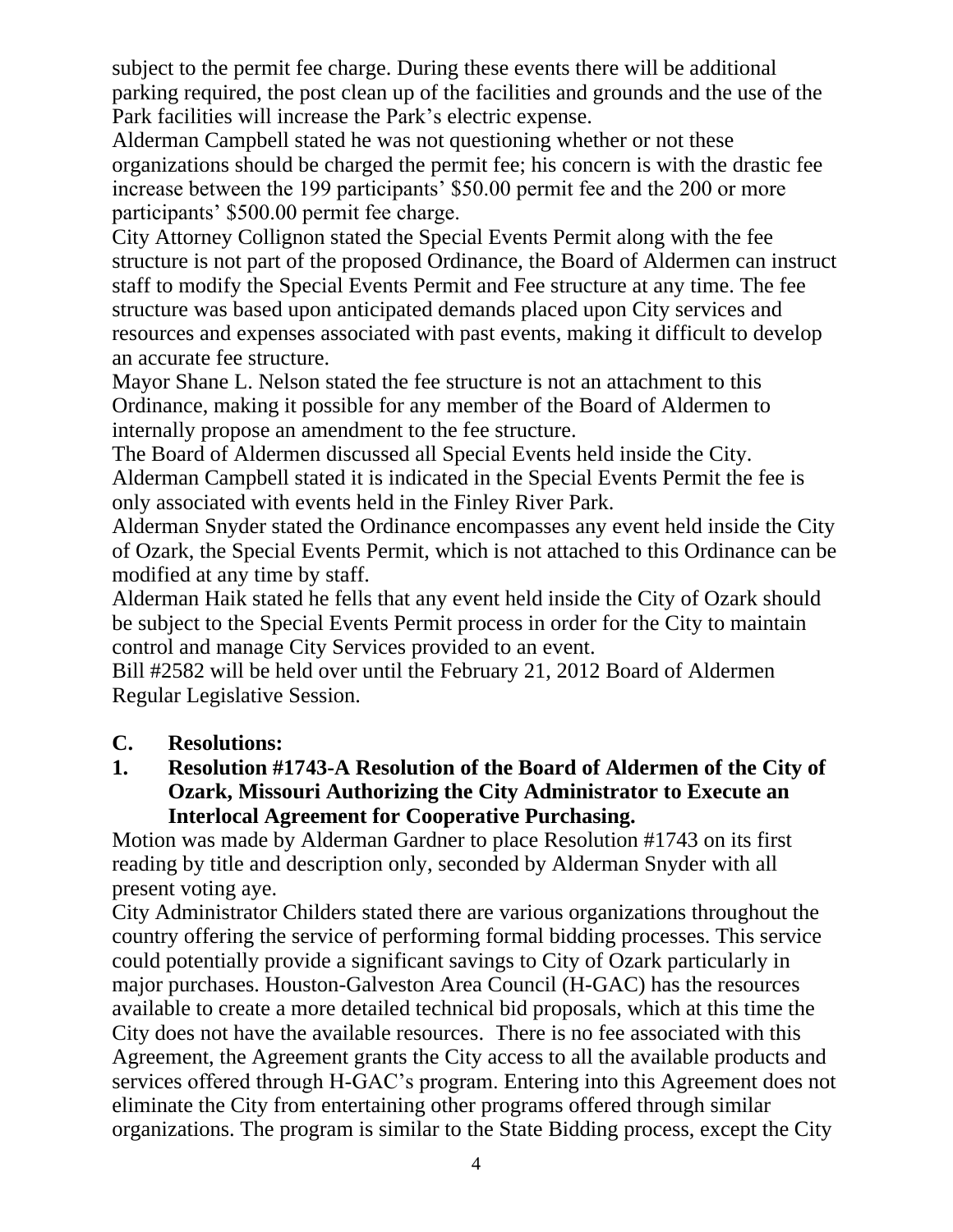subject to the permit fee charge. During these events there will be additional parking required, the post clean up of the facilities and grounds and the use of the Park facilities will increase the Park's electric expense.

Alderman Campbell stated he was not questioning whether or not these organizations should be charged the permit fee; his concern is with the drastic fee increase between the 199 participants' $50.00 permit fee and the 200 or more participants' $500.00 permit fee charge.

City Attorney Collignon stated the Special Events Permit along with the fee structure is not part of the proposed Ordinance, the Board of Aldermen can instruct staff to modify the Special Events Permit and Fee structure at any time. The fee structure was based upon anticipated demands placed upon City services and resources and expenses associated with past events, making it difficult to develop an accurate fee structure.

Mayor Shane L. Nelson stated the fee structure is not an attachment to this Ordinance, making it possible for any member of the Board of Aldermen to internally propose an amendment to the fee structure.

The Board of Aldermen discussed all Special Events held inside the City.

Alderman Campbell stated it is indicated in the Special Events Permit the fee is only associated with events held in the Finley River Park.

Alderman Snyder stated the Ordinance encompasses any event held inside the City of Ozark, the Special Events Permit, which is not attached to this Ordinance can be modified at any time by staff.

Alderman Haik stated he fells that any event held inside the City of Ozark should be subject to the Special Events Permit process in order for the City to maintain control and manage City Services provided to an event.

Bill #2582 will be held over until the February 21, 2012 Board of Aldermen Regular Legislative Session.

**C. Resolutions:**

**1. Resolution #1743-A Resolution of the Board of Aldermen of the City of Ozark, Missouri Authorizing the City Administrator to Execute an Interlocal Agreement for Cooperative Purchasing.**

Motion was made by Alderman Gardner to place Resolution #1743 on its first reading by title and description only, seconded by Alderman Snyder with all present voting aye.

City Administrator Childers stated there are various organizations throughout the country offering the service of performing formal bidding processes. This service could potentially provide a significant savings to City of Ozark particularly in major purchases. Houston-Galveston Area Council (H-GAC) has the resources available to create a more detailed technical bid proposals, which at this time the City does not have the available resources. There is no fee associated with this Agreement, the Agreement grants the City access to all the available products and services offered through H-GAC's program. Entering into this Agreement does not eliminate the City from entertaining other programs offered through similar organizations. The program is similar to the State Bidding process, except the City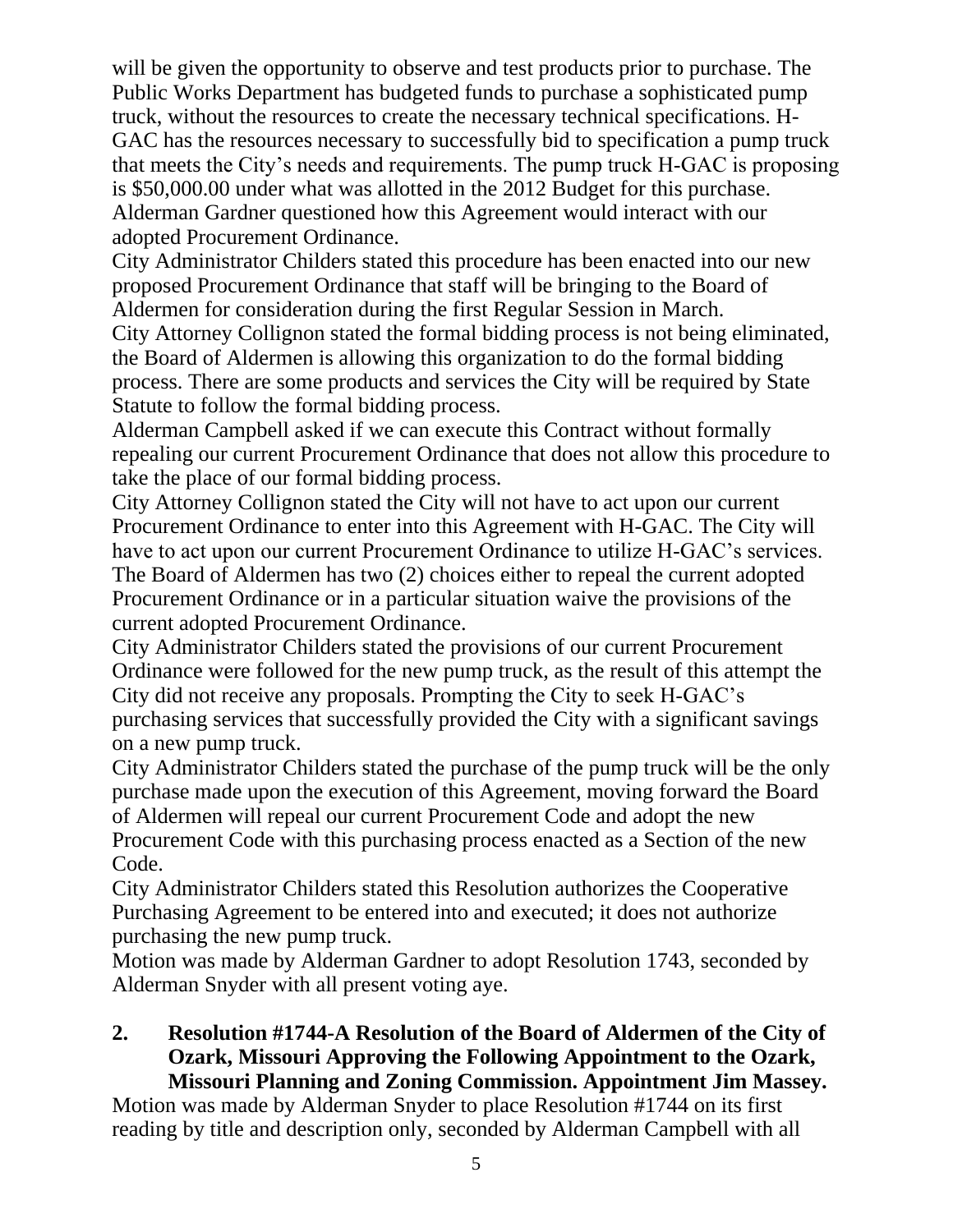will be given the opportunity to observe and test products prior to purchase. The Public Works Department has budgeted funds to purchase a sophisticated pump truck, without the resources to create the necessary technical specifications. H-GAC has the resources necessary to successfully bid to specification a pump truck that meets the City's needs and requirements. The pump truck H-GAC is proposing is $50,000.00 under what was allotted in the 2012 Budget for this purchase.

Alderman Gardner questioned how this Agreement would interact with our adopted Procurement Ordinance.

City Administrator Childers stated this procedure has been enacted into our new proposed Procurement Ordinance that staff will be bringing to the Board of Aldermen for consideration during the first Regular Session in March.

City Attorney Collignon stated the formal bidding process is not being eliminated, the Board of Aldermen is allowing this organization to do the formal bidding process. There are some products and services the City will be required by State Statute to follow the formal bidding process.

Alderman Campbell asked if we can execute this Contract without formally repealing our current Procurement Ordinance that does not allow this procedure to take the place of our formal bidding process.

City Attorney Collignon stated the City will not have to act upon our current Procurement Ordinance to enter into this Agreement with H-GAC. The City will have to act upon our current Procurement Ordinance to utilize H-GAC's services. The Board of Aldermen has two (2) choices either to repeal the current adopted Procurement Ordinance or in a particular situation waive the provisions of the current adopted Procurement Ordinance.

City Administrator Childers stated the provisions of our current Procurement Ordinance were followed for the new pump truck, as the result of this attempt the City did not receive any proposals. Prompting the City to seek H-GAC's purchasing services that successfully provided the City with a significant savings on a new pump truck.

City Administrator Childers stated the purchase of the pump truck will be the only purchase made upon the execution of this Agreement, moving forward the Board of Aldermen will repeal our current Procurement Code and adopt the new Procurement Code with this purchasing process enacted as a Section of the new Code.

City Administrator Childers stated this Resolution authorizes the Cooperative Purchasing Agreement to be entered into and executed; it does not authorize purchasing the new pump truck.

Motion was made by Alderman Gardner to adopt Resolution 1743, seconded by Alderman Snyder with all present voting aye.

**2. Resolution #1744-A Resolution of the Board of Aldermen of the City of Ozark, Missouri Approving the Following Appointment to the Ozark, Missouri Planning and Zoning Commission. Appointment Jim Massey.**

Motion was made by Alderman Snyder to place Resolution #1744 on its first reading by title and description only, seconded by Alderman Campbell with all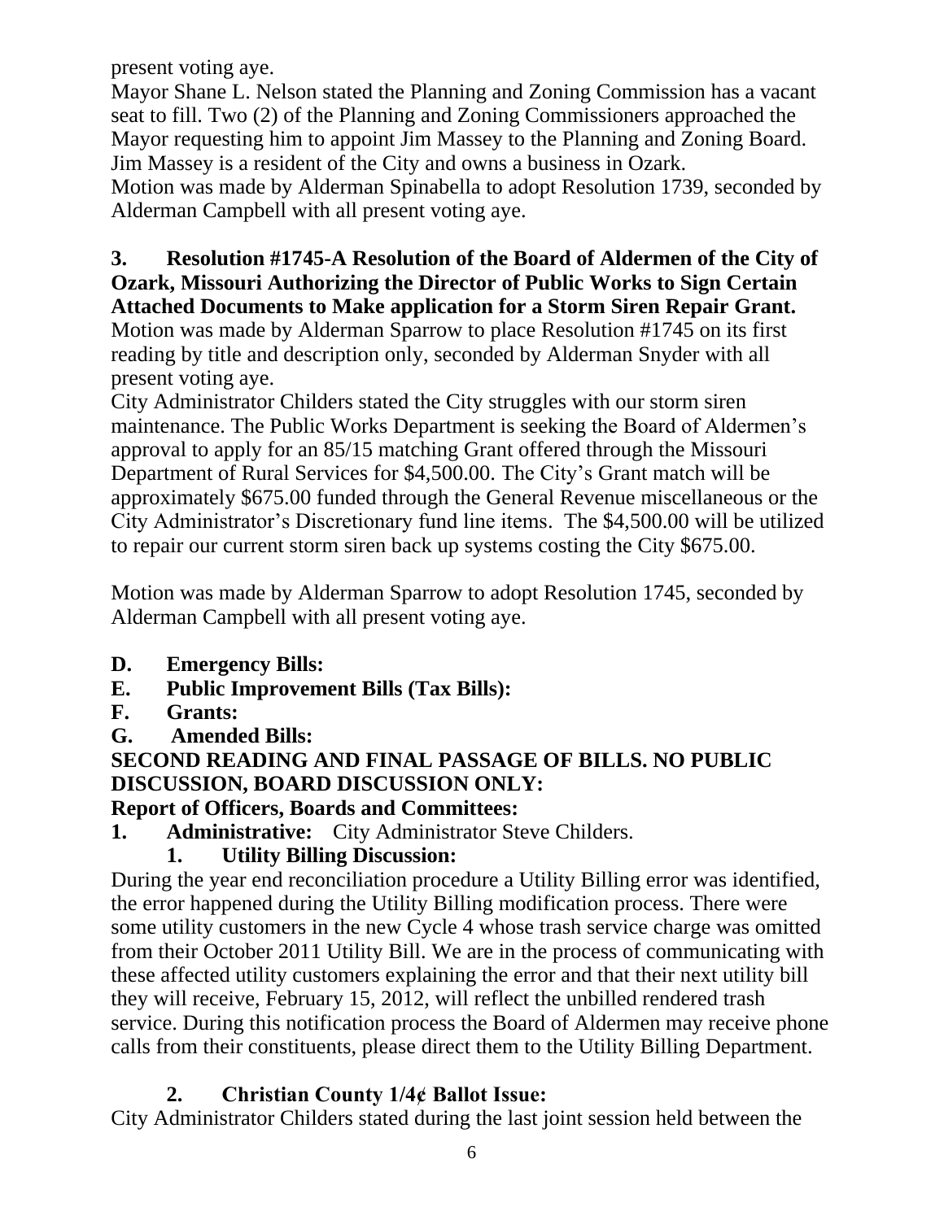present voting aye.

Mayor Shane L. Nelson stated the Planning and Zoning Commission has a vacant seat to fill. Two (2) of the Planning and Zoning Commissioners approached the Mayor requesting him to appoint Jim Massey to the Planning and Zoning Board. Jim Massey is a resident of the City and owns a business in Ozark.

Motion was made by Alderman Spinabella to adopt Resolution 1739, seconded by Alderman Campbell with all present voting aye.

**3. Resolution #1745-A Resolution of the Board of Aldermen of the City of Ozark, Missouri Authorizing the Director of Public Works to Sign Certain Attached Documents to Make application for a Storm Siren Repair Grant.**

Motion was made by Alderman Sparrow to place Resolution #1745 on its first reading by title and description only, seconded by Alderman Snyder with all present voting aye.

City Administrator Childers stated the City struggles with our storm siren maintenance. The Public Works Department is seeking the Board of Aldermen's approval to apply for an 85/15 matching Grant offered through the Missouri Department of Rural Services for $4,500.00. The City's Grant match will be approximately $675.00 funded through the General Revenue miscellaneous or the City Administrator's Discretionary fund line items. The $4,500.00 will be utilized to repair our current storm siren back up systems costing the City $675.00.

Motion was made by Alderman Sparrow to adopt Resolution 1745, seconded by Alderman Campbell with all present voting aye.

**D. Emergency Bills:**

**E. Public Improvement Bills (Tax Bills):**

**F. Grants:**

**G. Amended Bills:**

**SECOND READING AND FINAL PASSAGE OF BILLS. NO PUBLIC DISCUSSION, BOARD DISCUSSION ONLY:**

**Report of Officers, Boards and Committees:**

**1. Administrative:** City Administrator Steve Childers.

**1. Utility Billing Discussion:**

During the year end reconciliation procedure a Utility Billing error was identified, the error happened during the Utility Billing modification process. There were some utility customers in the new Cycle 4 whose trash service charge was omitted from their October 2011 Utility Bill. We are in the process of communicating with these affected utility customers explaining the error and that their next utility bill they will receive, February 15, 2012, will reflect the unbilled rendered trash service. During this notification process the Board of Aldermen may receive phone calls from their constituents, please direct them to the Utility Billing Department.

**2. Christian County 1/4¢ Ballot Issue:**

City Administrator Childers stated during the last joint session held between the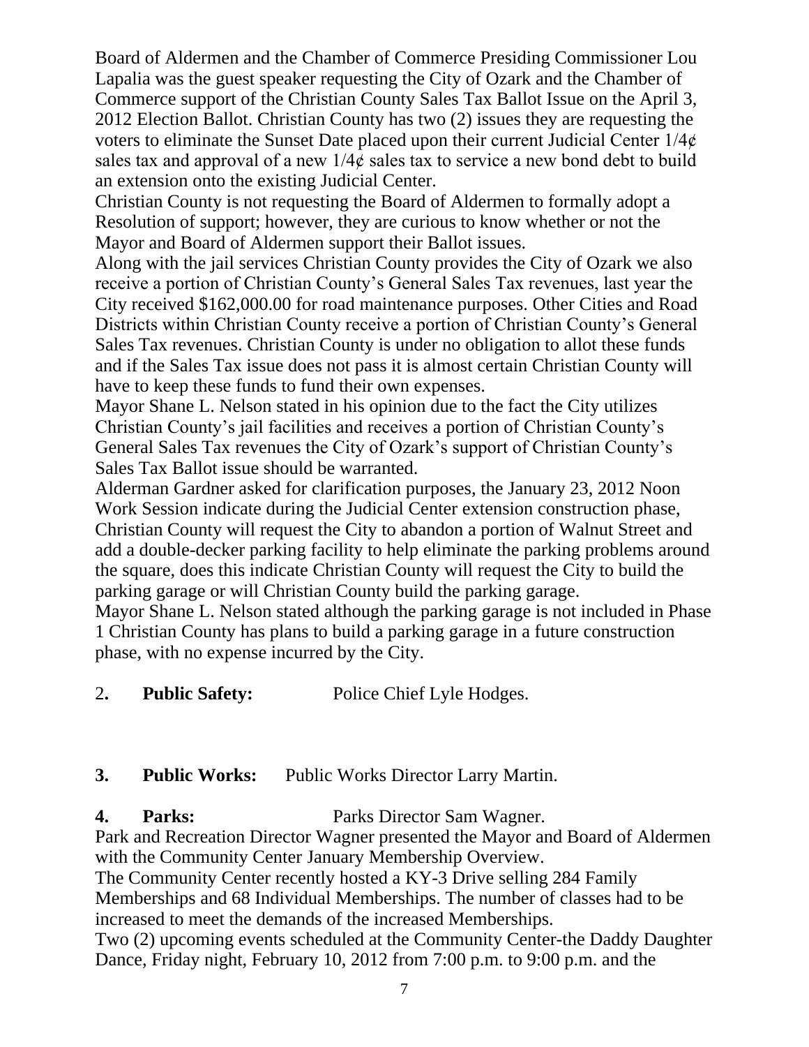Board of Aldermen and the Chamber of Commerce Presiding Commissioner Lou Lapalia was the guest speaker requesting the City of Ozark and the Chamber of Commerce support of the Christian County Sales Tax Ballot Issue on the April 3, 2012 Election Ballot. Christian County has two (2) issues they are requesting the voters to eliminate the Sunset Date placed upon their current Judicial Center 1/4¢ sales tax and approval of a new 1/4¢ sales tax to service a new bond debt to build an extension onto the existing Judicial Center.

Christian County is not requesting the Board of Aldermen to formally adopt a Resolution of support; however, they are curious to know whether or not the Mayor and Board of Aldermen support their Ballot issues.

Along with the jail services Christian County provides the City of Ozark we also receive a portion of Christian County's General Sales Tax revenues, last year the City received $162,000.00 for road maintenance purposes. Other Cities and Road Districts within Christian County receive a portion of Christian County's General Sales Tax revenues. Christian County is under no obligation to allot these funds and if the Sales Tax issue does not pass it is almost certain Christian County will have to keep these funds to fund their own expenses.

Mayor Shane L. Nelson stated in his opinion due to the fact the City utilizes Christian County's jail facilities and receives a portion of Christian County's General Sales Tax revenues the City of Ozark's support of Christian County's Sales Tax Ballot issue should be warranted.

Alderman Gardner asked for clarification purposes, the January 23, 2012 Noon Work Session indicate during the Judicial Center extension construction phase, Christian County will request the City to abandon a portion of Walnut Street and add a double-decker parking facility to help eliminate the parking problems around the square, does this indicate Christian County will request the City to build the parking garage or will Christian County build the parking garage.

Mayor Shane L. Nelson stated although the parking garage is not included in Phase 1 Christian County has plans to build a parking garage in a future construction phase, with no expense incurred by the City.

2. **Public Safety:** Police Chief Lyle Hodges.

**3. Public Works:** Public Works Director Larry Martin.

**4. Parks:** Parks Director Sam Wagner.

Park and Recreation Director Wagner presented the Mayor and Board of Aldermen with the Community Center January Membership Overview.

The Community Center recently hosted a KY-3 Drive selling 284 Family Memberships and 68 Individual Memberships. The number of classes had to be increased to meet the demands of the increased Memberships.

Two (2) upcoming events scheduled at the Community Center-the Daddy Daughter Dance, Friday night, February 10, 2012 from 7:00 p.m. to 9:00 p.m. and the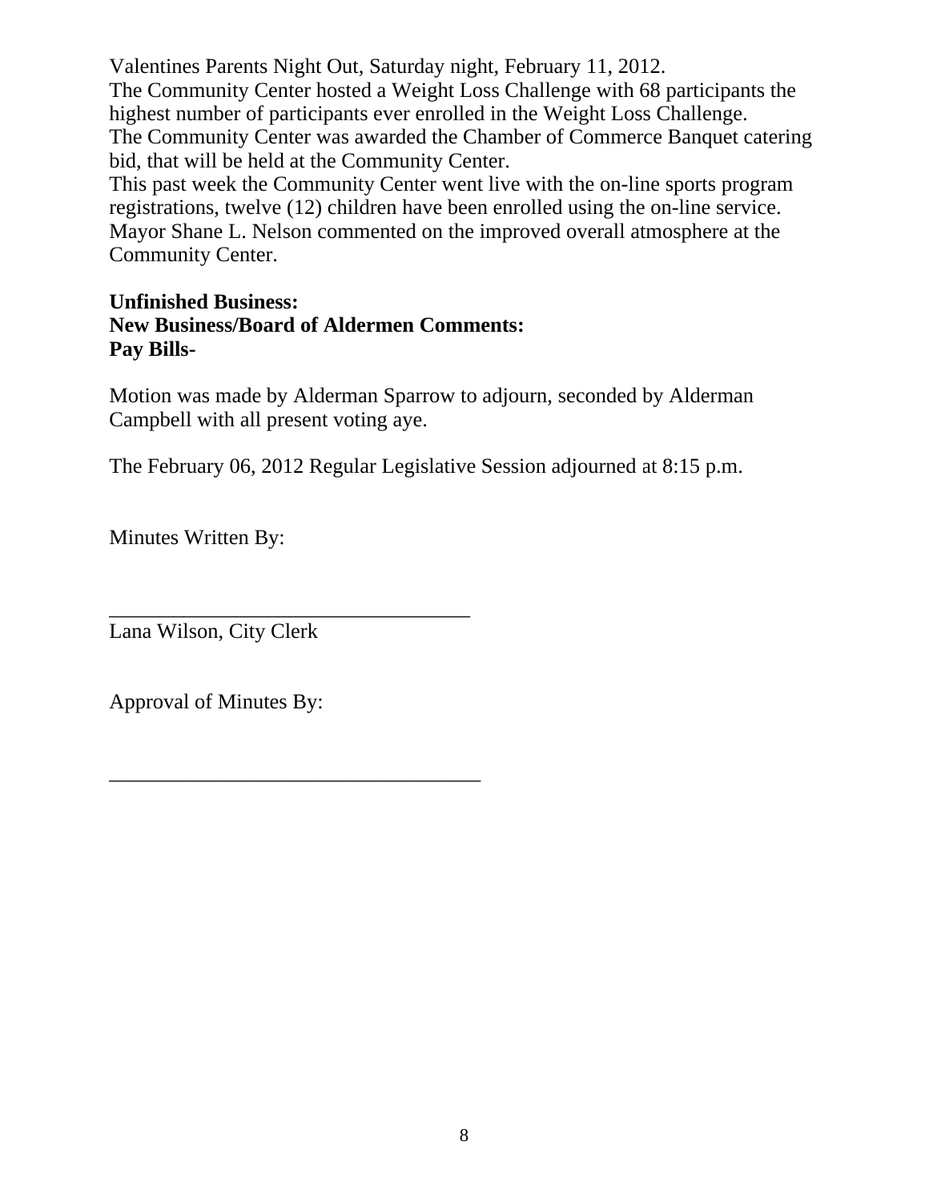Valentines Parents Night Out, Saturday night, February 11, 2012.
The Community Center hosted a Weight Loss Challenge with 68 participants the highest number of participants ever enrolled in the Weight Loss Challenge.
The Community Center was awarded the Chamber of Commerce Banquet catering bid, that will be held at the Community Center.
This past week the Community Center went live with the on-line sports program registrations, twelve (12) children have been enrolled using the on-line service.
Mayor Shane L. Nelson commented on the improved overall atmosphere at the Community Center.

**Unfinished Business:**
**New Business/Board of Aldermen Comments:**
**Pay Bills-**

Motion was made by Alderman Sparrow to adjourn, seconded by Alderman Campbell with all present voting aye.

The February 06, 2012 Regular Legislative Session adjourned at 8:15 p.m.

Minutes Written By:

___________________________________
Lana Wilson, City Clerk

Approval of Minutes By:

____________________________________